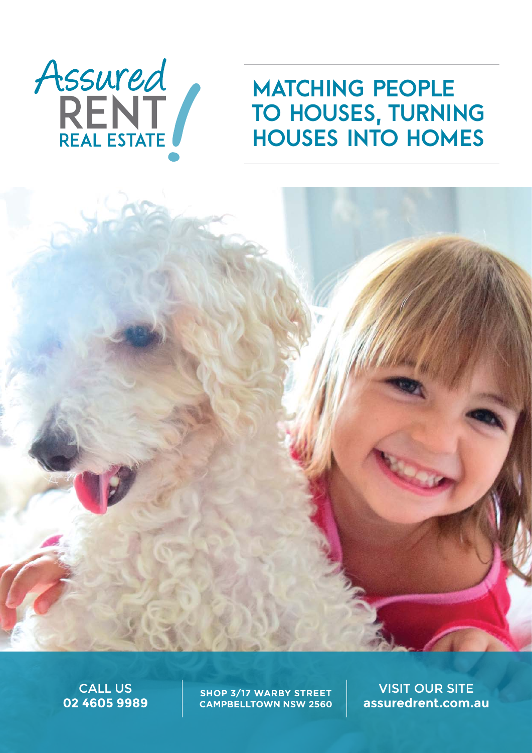Assured RENT REAL ESTATE!

# MATCHING PEOPLE TO HOUSES, TURNING HOUSES INTO HOMES

CALL US
**02 4605 9989**

**SHOP 3/17 WARBY STREET CAMPBELLTOWN NSW 2560**

VISIT OUR SITE
**assuredrent.com.au**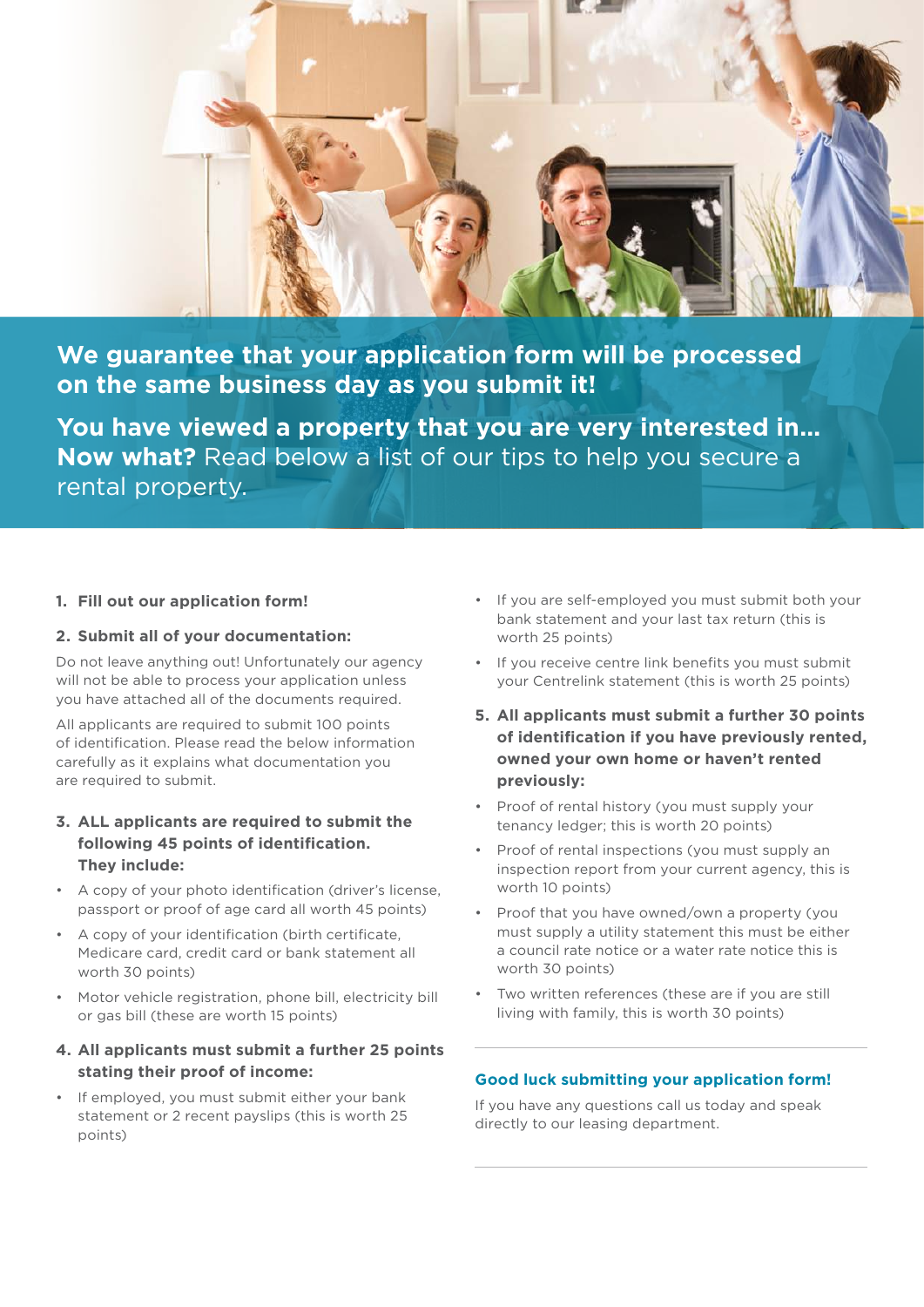**We guarantee that your application form will be processed on the same business day as you submit it!**

**You have viewed a property that you are very interested in... Now what?** Read below a list of our tips to help you secure a rental property.

1. **Fill out our application form!**

2. **Submit all of your documentation:**

Do not leave anything out! Unfortunately our agency will not be able to process your application unless you have attached all of the documents required.

All applicants are required to submit 100 points of identification. Please read the below information carefully as it explains what documentation you are required to submit.

3. **ALL applicants are required to submit the following 45 points of identification. They include:**

- A copy of your photo identification (driver's license, passport or proof of age card all worth 45 points)
- A copy of your identification (birth certificate, Medicare card, credit card or bank statement all worth 30 points)
- Motor vehicle registration, phone bill, electricity bill or gas bill (these are worth 15 points)

4. **All applicants must submit a further 25 points stating their proof of income:**

- If employed, you must submit either your bank statement or 2 recent payslips (this is worth 25 points)
- If you are self-employed you must submit both your bank statement and your last tax return (this is worth 25 points)
- If you receive centre link benefits you must submit your Centrelink statement (this is worth 25 points)

5. **All applicants must submit a further 30 points of identification if you have previously rented, owned your own home or haven't rented previously:**

- Proof of rental history (you must supply your tenancy ledger; this is worth 20 points)
- Proof of rental inspections (you must supply an inspection report from your current agency, this is worth 10 points)
- Proof that you have owned/own a property (you must supply a utility statement this must be either a council rate notice or a water rate notice this is worth 30 points)
- Two written references (these are if you are still living with family, this is worth 30 points)

**Good luck submitting your application form!**

If you have any questions call us today and speak directly to our leasing department.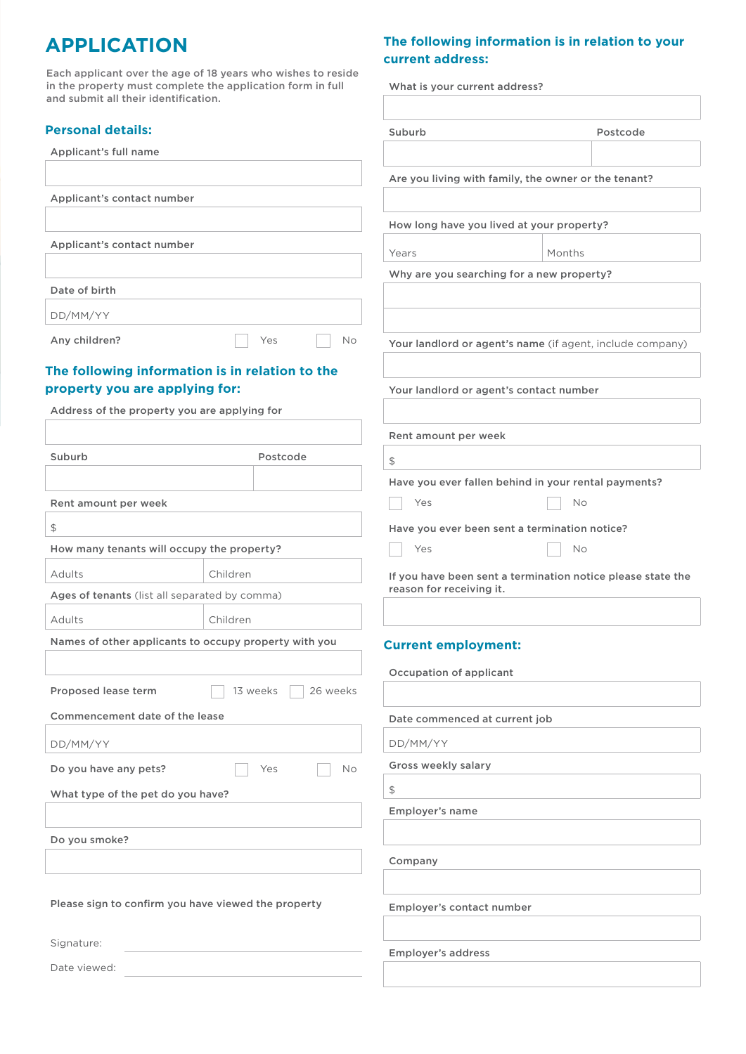# APPLICATION

Each applicant over the age of 18 years who wishes to reside in the property must complete the application form in full and submit all their identification.

## Personal details:

Applicant's full name

Applicant's contact number

Applicant's contact number

Date of birth

DD/MM/YY

Any children? ☐ Yes ☐ No

## The following information is in relation to the property you are applying for:

Address of the property you are applying for

Suburb | Postcode

Rent amount per week

$

How many tenants will occupy the property?

Adults | Children

Ages of tenants (list all separated by comma)

Adults | Children

Names of other applicants to occupy property with you

Proposed lease term ☐ 13 weeks ☐ 26 weeks

Commencement date of the lease

DD/MM/YY

Do you have any pets? ☐ Yes ☐ No

What type of the pet do you have?

Do you smoke?

Please sign to confirm you have viewed the property

Signature: ____________________

Date viewed: ____________________

## The following information is in relation to your current address:

What is your current address?

Suburb | Postcode

Are you living with family, the owner or the tenant?

How long have you lived at your property?

Years | Months

Why are you searching for a new property?

Your landlord or agent's name (if agent, include company)

Your landlord or agent's contact number

Rent amount per week

$

Have you ever fallen behind in your rental payments?

☐ Yes ☐ No

Have you ever been sent a termination notice?

☐ Yes ☐ No

If you have been sent a termination notice please state the reason for receiving it.

## Current employment:

Occupation of applicant

Date commenced at current job

DD/MM/YY

Gross weekly salary

$

Employer's name

Company

Employer's contact number

Employer's address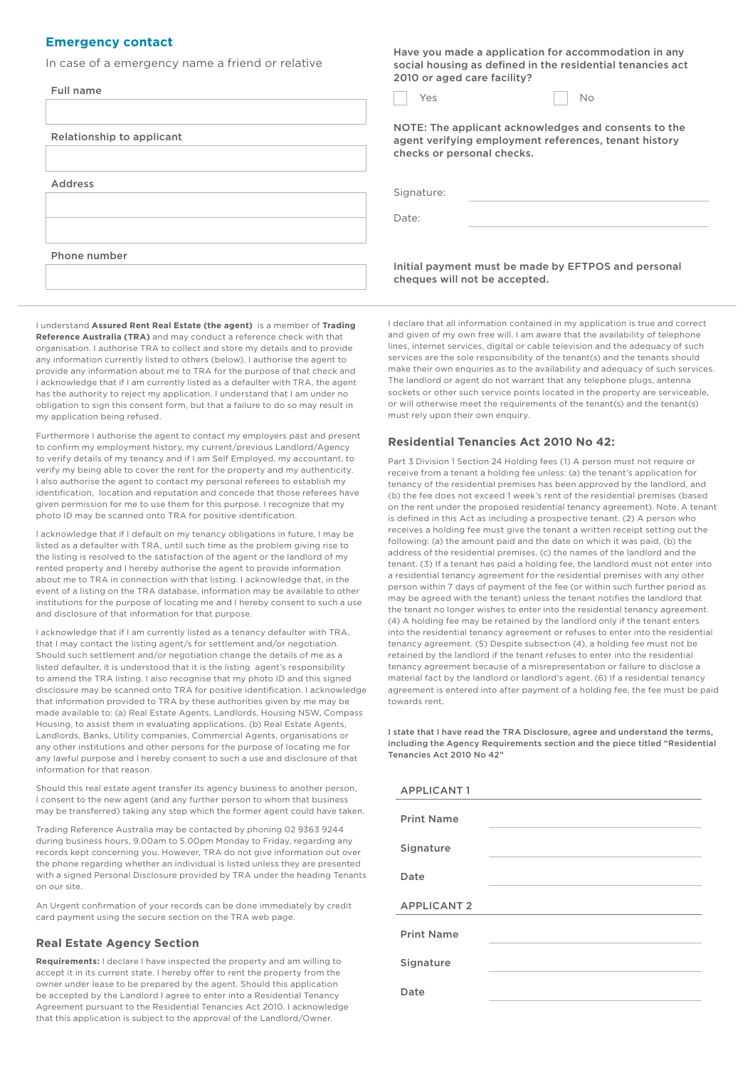## Emergency contact

In case of a emergency name a friend or relative

Full name

Relationship to applicant

Address

Phone number

Have you made a application for accommodation in any social housing as defined in the residential tenancies act 2010 or aged care facility?

☐ Yes ☐ No

NOTE: The applicant acknowledges and consents to the agent verifying employment references, tenant history checks or personal checks.

Signature:

Date:

Initial payment must be made by EFTPOS and personal cheques will not be accepted.

---

I understand **Assured Rent Real Estate (the agent)** is a member of **Trading Reference Australia (TRA)** and may conduct a reference check with that organisation. I authorise TRA to collect and store my details and to provide any information currently listed to others (below). I authorise the agent to provide any information about me to TRA for the purpose of that check and I acknowledge that if I am currently listed as a defaulter with TRA, the agent has the authority to reject my application. I understand that I am under no obligation to sign this consent form, but that a failure to do so may result in my application being refused.

Furthermore I authorise the agent to contact my employers past and present to confirm my employment history, my current/previous Landlord/Agency to verify details of my tenancy and if I am Self Employed, my accountant, to verify my being able to cover the rent for the property and my authenticity. I also authorise the agent to contact my personal referees to establish my identification, location and reputation and concede that those referees have given permission for me to use them for this purpose. I recognize that my photo ID may be scanned onto TRA for positive identification.

I acknowledge that if I default on my tenancy obligations in future, I may be listed as a defaulter with TRA, until such time as the problem giving rise to the listing is resolved to the satisfaction of the agent or the landlord of my rented property and I hereby authorise the agent to provide information about me to TRA in connection with that listing. I acknowledge that, in the event of a listing on the TRA database, information may be available to other institutions for the purpose of locating me and I hereby consent to such a use and disclosure of that information for that purpose.

I acknowledge that if I am currently listed as a tenancy defaulter with TRA, that I may contact the listing agent/s for settlement and/or negotiation. Should such settlement and/or negotiation change the details of me as a listed defaulter, it is understood that it is the listing agent's responsibility to amend the TRA listing. I also recognise that my photo ID and this signed disclosure may be scanned onto TRA for positive identification. I acknowledge that information provided to TRA by these authorities given by me may be made available to: (a) Real Estate Agents, Landlords, Housing NSW, Compass Housing, to assist them in evaluating applications. (b) Real Estate Agents, Landlords, Banks, Utility companies, Commercial Agents, organisations or any other institutions and other persons for the purpose of locating me for any lawful purpose and I hereby consent to such a use and disclosure of that information for that reason.

Should this real estate agent transfer its agency business to another person, I consent to the new agent (and any further person to whom that business may be transferred) taking any step which the former agent could have taken.

Trading Reference Australia may be contacted by phoning 02 9363 9244 during business hours, 9.00am to 5.00pm Monday to Friday, regarding any records kept concerning you. However, TRA do not give information out over the phone regarding whether an individual is listed unless they are presented with a signed Personal Disclosure provided by TRA under the heading Tenants on our site.

An Urgent confirmation of your records can be done immediately by credit card payment using the secure section on the TRA web page.

## Real Estate Agency Section

**Requirements:** I declare I have inspected the property and am willing to accept it in its current state. I hereby offer to rent the property from the owner under lease to be prepared by the agent. Should this application be accepted by the Landlord I agree to enter into a Residential Tenancy Agreement pursuant to the Residential Tenancies Act 2010. I acknowledge that this application is subject to the approval of the Landlord/Owner.

I declare that all information contained in my application is true and correct and given of my own free will. I am aware that the availability of telephone lines, internet services, digital or cable television and the adequacy of such services are the sole responsibility of the tenant(s) and the tenants should make their own enquiries as to the availability and adequacy of such services. The landlord or agent do not warrant that any telephone plugs, antenna sockets or other such service points located in the property are serviceable, or will otherwise meet the requirements of the tenant(s) and the tenant(s) must rely upon their own enquiry.

## Residential Tenancies Act 2010 No 42:

Part 3 Division 1 Section 24 Holding fees (1) A person must not require or receive from a tenant a holding fee unless: (a) the tenant's application for tenancy of the residential premises has been approved by the landlord, and (b) the fee does not exceed 1 week's rent of the residential premises (based on the rent under the proposed residential tenancy agreement). Note. A tenant is defined in this Act as including a prospective tenant. (2) A person who receives a holding fee must give the tenant a written receipt setting out the following: (a) the amount paid and the date on which it was paid, (b) the address of the residential premises, (c) the names of the landlord and the tenant. (3) If a tenant has paid a holding fee, the landlord must not enter into a residential tenancy agreement for the residential premises with any other person within 7 days of payment of the fee (or within such further period as may be agreed with the tenant) unless the tenant notifies the landlord that the tenant no longer wishes to enter into the residential tenancy agreement. (4) A holding fee may be retained by the landlord only if the tenant enters into the residential tenancy agreement or refuses to enter into the residential tenancy agreement. (5) Despite subsection (4), a holding fee must not be retained by the landlord if the tenant refuses to enter into the residential tenancy agreement because of a misrepresentation or failure to disclose a material fact by the landlord or landlord's agent. (6) If a residential tenancy agreement is entered into after payment of a holding fee, the fee must be paid towards rent.

**I state that I have read the TRA Disclosure, agree and understand the terms, including the Agency Requirements section and the piece titled "Residential Tenancies Act 2010 No 42"**

APPLICANT 1

Print Name

Signature

Date

APPLICANT 2

Print Name

Signature

Date